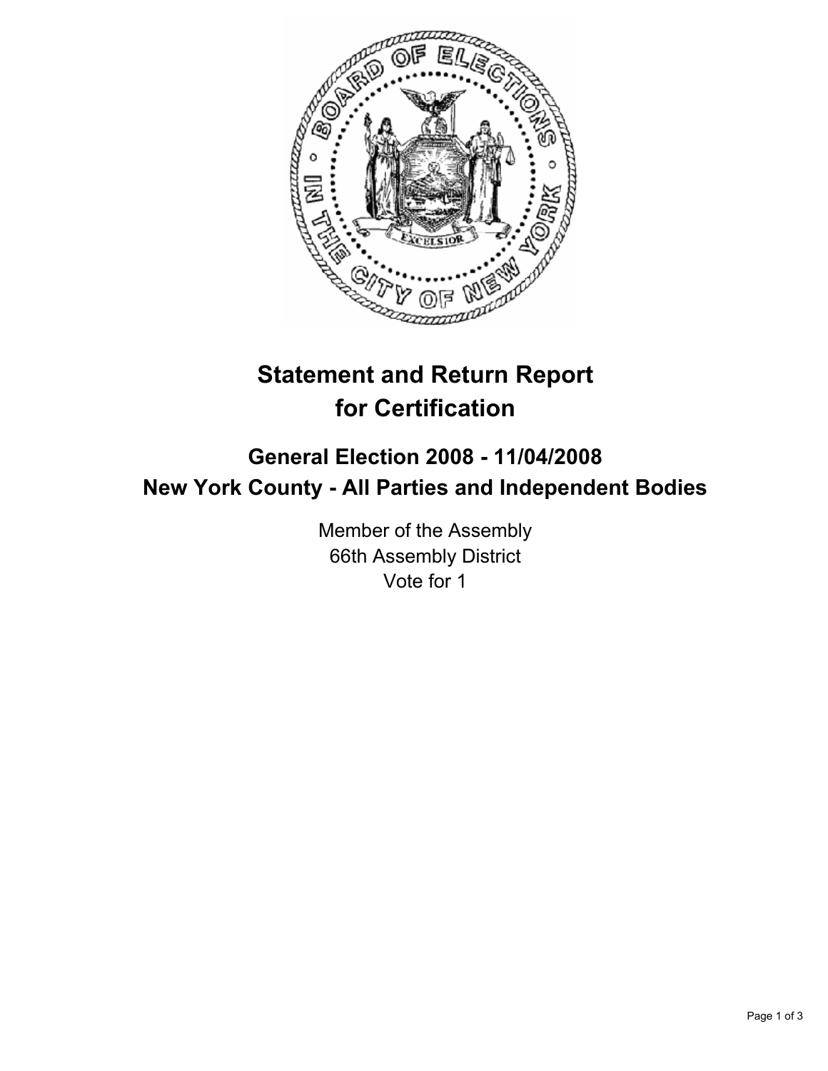# Statement and Return Report for Certification

## General Election 2008 - 11/04/2008
## New York County - All Parties and Independent Bodies

Member of the Assembly
66th Assembly District
Vote for 1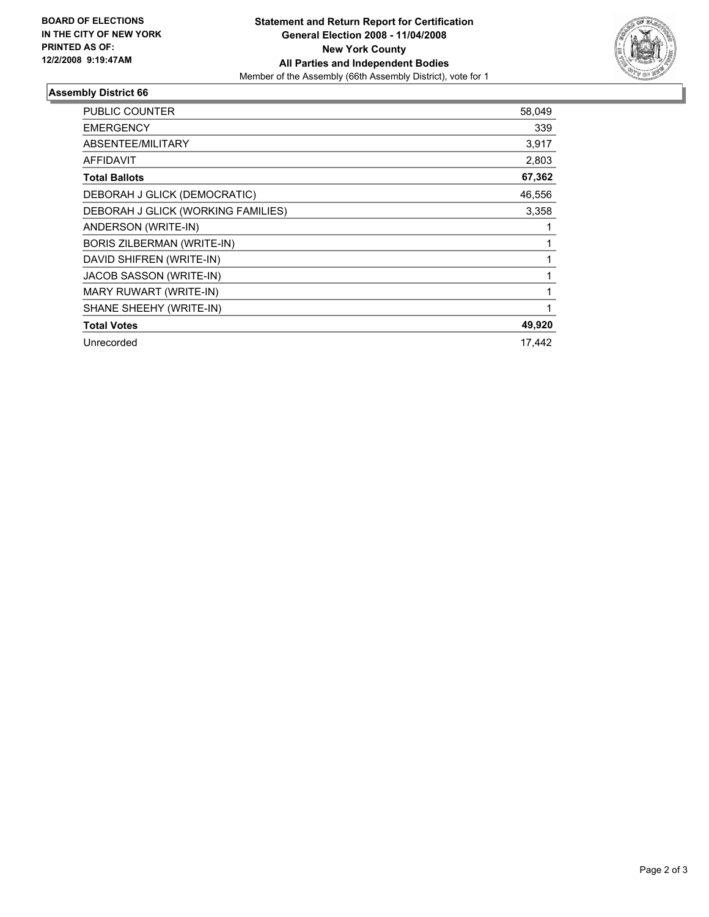**BOARD OF ELECTIONS IN THE CITY OF NEW YORK PRINTED AS OF: 12/2/2008 9:19:47AM**

**Statement and Return Report for Certification**
**General Election 2008 - 11/04/2008**
**New York County**
**All Parties and Independent Bodies**
Member of the Assembly (66th Assembly District), vote for 1

## Assembly District 66

| | |
|---|---|
| PUBLIC COUNTER | 58,049 |
| EMERGENCY | 339 |
| ABSENTEE/MILITARY | 3,917 |
| AFFIDAVIT | 2,803 |
| **Total Ballots** | **67,362** |
| DEBORAH J GLICK (DEMOCRATIC) | 46,556 |
| DEBORAH J GLICK (WORKING FAMILIES) | 3,358 |
| ANDERSON (WRITE-IN) | 1 |
| BORIS ZILBERMAN (WRITE-IN) | 1 |
| DAVID SHIFREN (WRITE-IN) | 1 |
| JACOB SASSON (WRITE-IN) | 1 |
| MARY RUWART (WRITE-IN) | 1 |
| SHANE SHEEHY (WRITE-IN) | 1 |
| **Total Votes** | **49,920** |
| Unrecorded | 17,442 |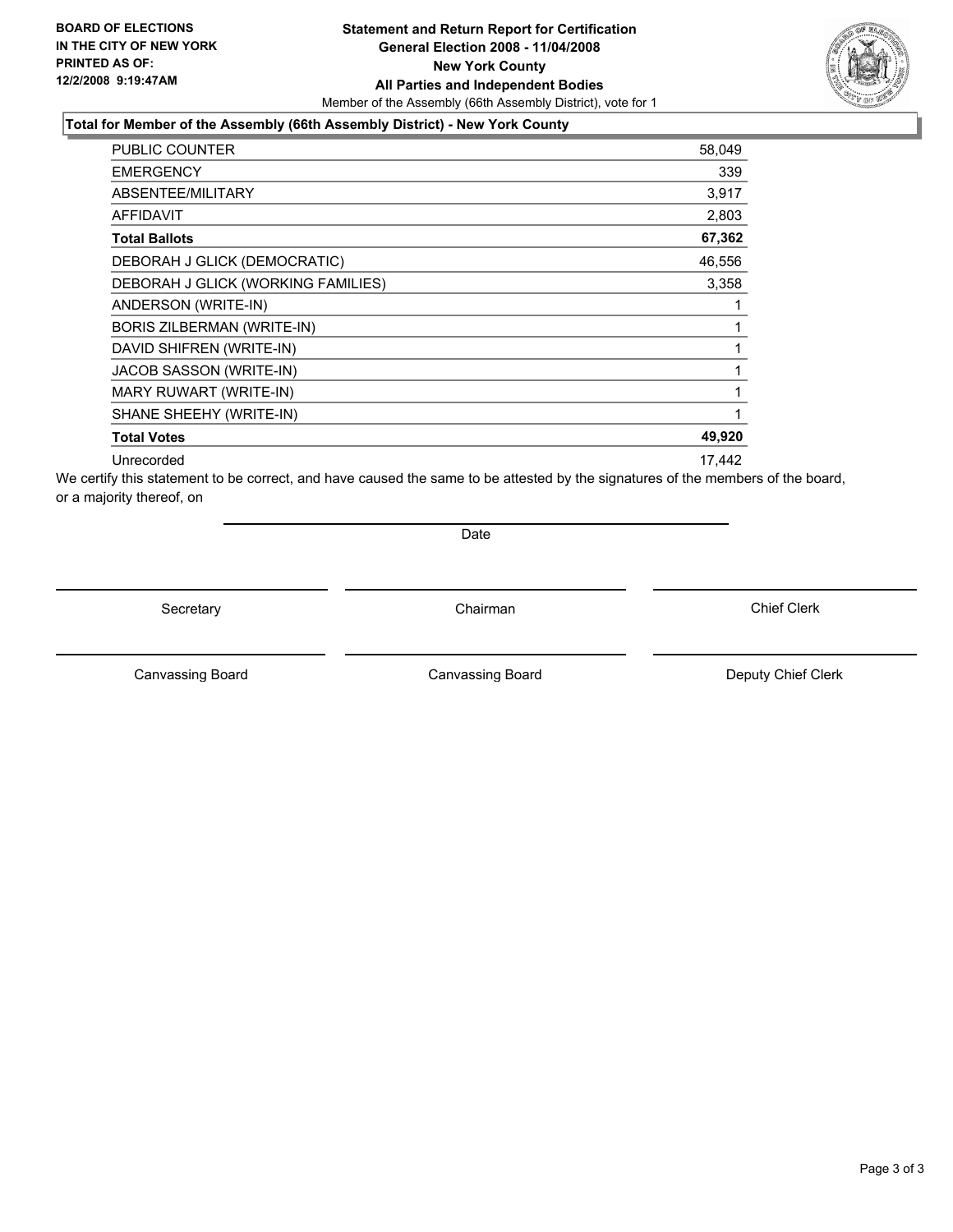**BOARD OF ELECTIONS IN THE CITY OF NEW YORK PRINTED AS OF: 12/2/2008 9:19:47AM**

**Statement and Return Report for Certification**
**General Election 2008 - 11/04/2008**
**New York County**
**All Parties and Independent Bodies**
Member of the Assembly (66th Assembly District), vote for 1

**Total for Member of the Assembly (66th Assembly District) - New York County**

| | |
|---|---|
| PUBLIC COUNTER | 58,049 |
| EMERGENCY | 339 |
| ABSENTEE/MILITARY | 3,917 |
| AFFIDAVIT | 2,803 |
| **Total Ballots** | **67,362** |
| DEBORAH J GLICK (DEMOCRATIC) | 46,556 |
| DEBORAH J GLICK (WORKING FAMILIES) | 3,358 |
| ANDERSON (WRITE-IN) | 1 |
| BORIS ZILBERMAN (WRITE-IN) | 1 |
| DAVID SHIFREN (WRITE-IN) | 1 |
| JACOB SASSON (WRITE-IN) | 1 |
| MARY RUWART (WRITE-IN) | 1 |
| SHANE SHEEHY (WRITE-IN) | 1 |
| **Total Votes** | **49,920** |
| Unrecorded | 17,442 |

We certify this statement to be correct, and have caused the same to be attested by the signatures of the members of the board, or a majority thereof, on

Date

Secretary | Chairman | Chief Clerk

Canvassing Board | Canvassing Board | Deputy Chief Clerk